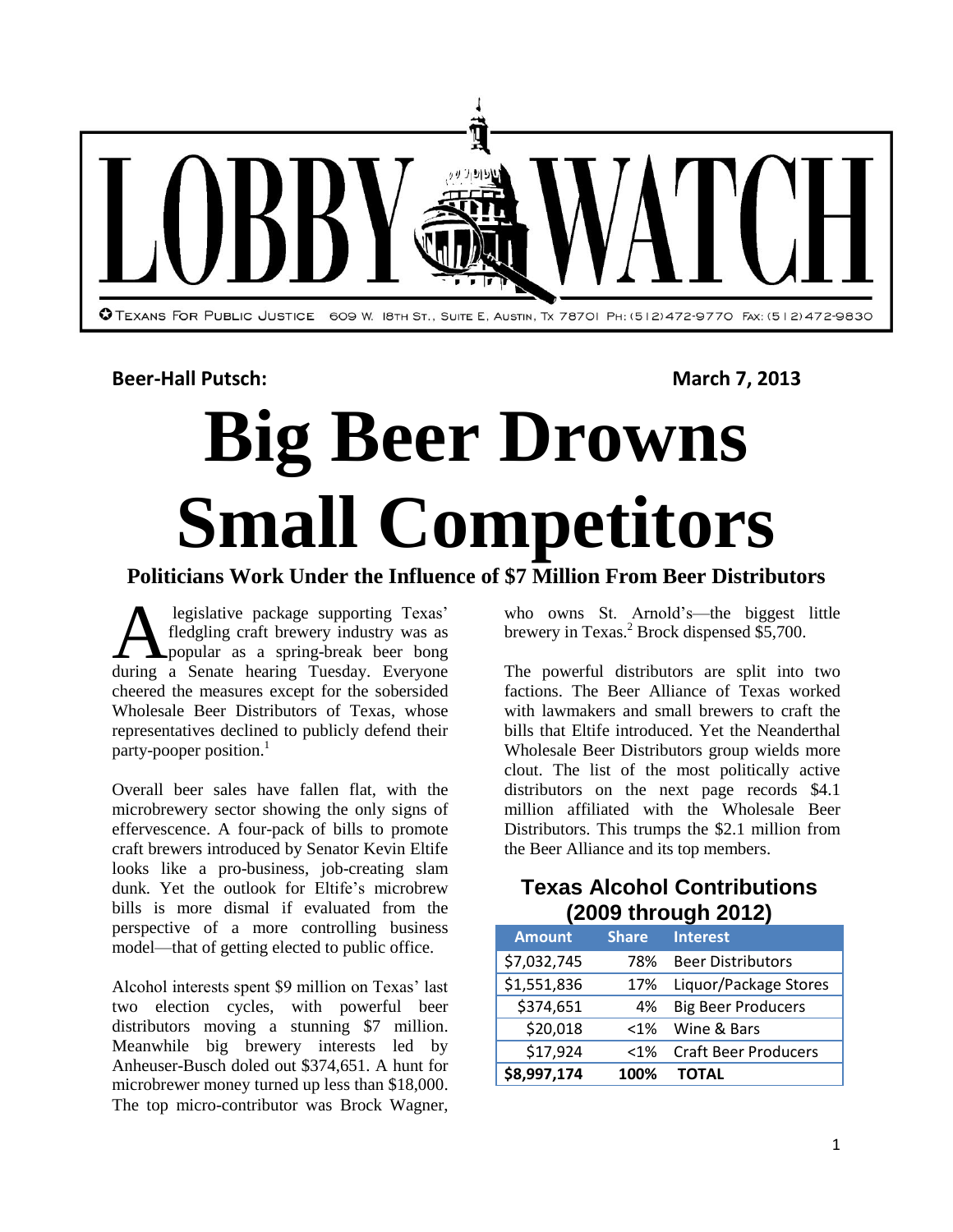# LOBBY WATCH

TEXANS FOR PUBLIC JUSTICE 609 W. 18TH ST., SUITE E, AUSTIN, TX 78701 PH: (512)472-9770 FAX: (512)472-9830

**Beer-Hall Putsch:** **March 7, 2013**

# Big Beer Drowns Small Competitors

## Politicians Work Under the Influence of $7 Million From Beer Distributors

A legislative package supporting Texas' fledgling craft brewery industry was as popular as a spring-break beer bong during a Senate hearing Tuesday. Everyone cheered the measures except for the sobersided Wholesale Beer Distributors of Texas, whose representatives declined to publicly defend their party-pooper position.[1]

Overall beer sales have fallen flat, with the microbrewery sector showing the only signs of effervescence. A four-pack of bills to promote craft brewers introduced by Senator Kevin Eltife looks like a pro-business, job-creating slam dunk. Yet the outlook for Eltife's microbrew bills is more dismal if evaluated from the perspective of a more controlling business model—that of getting elected to public office.

Alcohol interests spent $9 million on Texas' last two election cycles, with powerful beer distributors moving a stunning $7 million. Meanwhile big brewery interests led by Anheuser-Busch doled out $374,651. A hunt for microbrewer money turned up less than $18,000. The top micro-contributor was Brock Wagner, who owns St. Arnold's—the biggest little brewery in Texas.[2] Brock dispensed $5,700.

The powerful distributors are split into two factions. The Beer Alliance of Texas worked with lawmakers and small brewers to craft the bills that Eltife introduced. Yet the Neanderthal Wholesale Beer Distributors group wields more clout. The list of the most politically active distributors on the next page records $4.1 million affiliated with the Wholesale Beer Distributors. This trumps the $2.1 million from the Beer Alliance and its top members.

### Texas Alcohol Contributions (2009 through 2012)

| Amount | Share | Interest |
|---|---|---|
| $7,032,745 | 78% | Beer Distributors |
| $1,551,836 | 17% | Liquor/Package Stores |
| $374,651 | 4% | Big Beer Producers |
| $20,018 | <1% | Wine & Bars |
| $17,924 | <1% | Craft Beer Producers |
| **$8,997,174** | **100%** | **TOTAL** |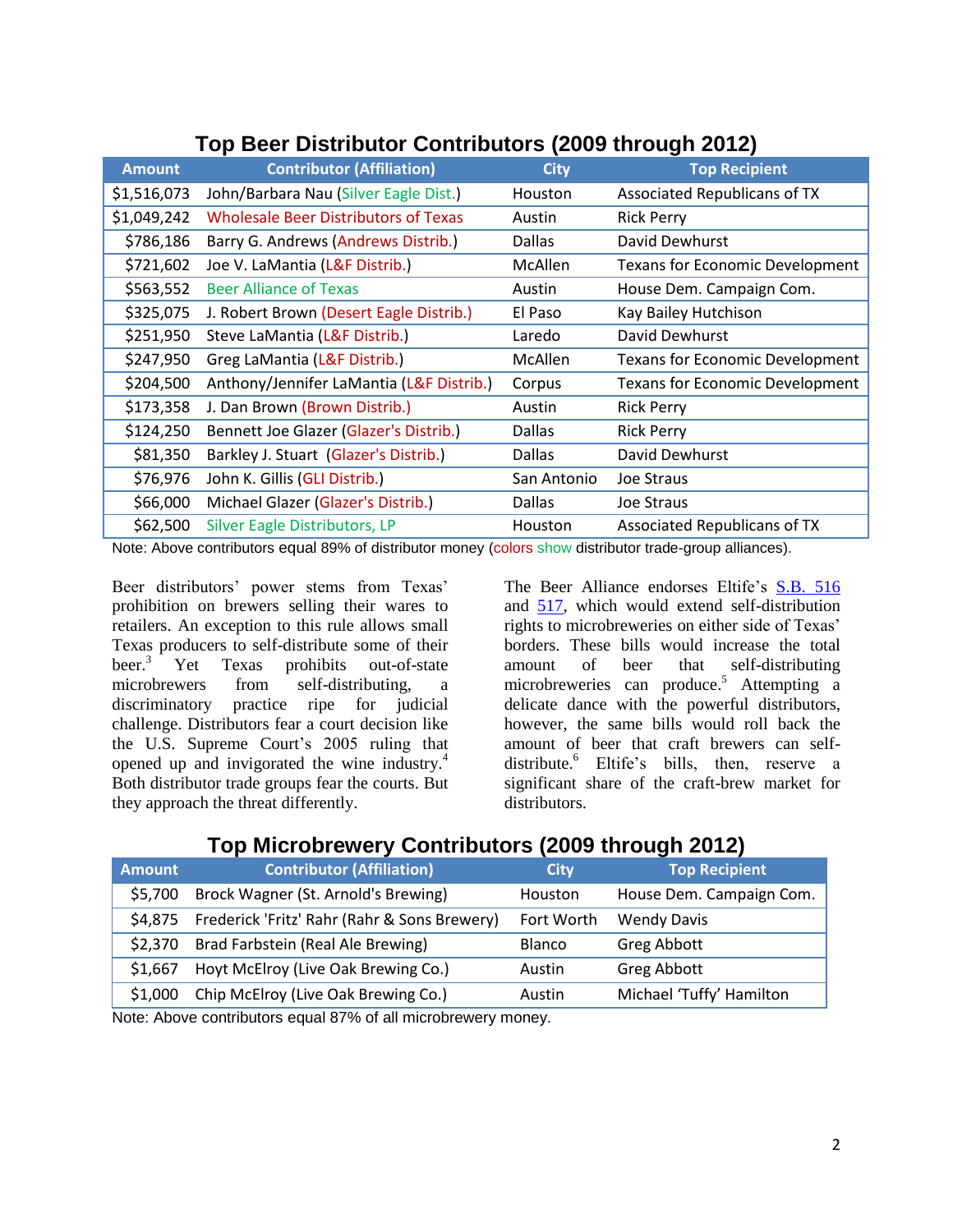## Top Beer Distributor Contributors (2009 through 2012)

| Amount | Contributor (Affiliation) | City | Top Recipient |
|---|---|---|---|
| $1,516,073 | John/Barbara Nau (Silver Eagle Dist.) | Houston | Associated Republicans of TX |
| $1,049,242 | Wholesale Beer Distributors of Texas | Austin | Rick Perry |
| $786,186 | Barry G. Andrews (Andrews Distrib.) | Dallas | David Dewhurst |
| $721,602 | Joe V. LaMantia (L&F Distrib.) | McAllen | Texans for Economic Development |
| $563,552 | Beer Alliance of Texas | Austin | House Dem. Campaign Com. |
| $325,075 | J. Robert Brown (Desert Eagle Distrib.) | El Paso | Kay Bailey Hutchison |
| $251,950 | Steve LaMantia (L&F Distrib.) | Laredo | David Dewhurst |
| $247,950 | Greg LaMantia (L&F Distrib.) | McAllen | Texans for Economic Development |
| $204,500 | Anthony/Jennifer LaMantia (L&F Distrib.) | Corpus | Texans for Economic Development |
| $173,358 | J. Dan Brown (Brown Distrib.) | Austin | Rick Perry |
| $124,250 | Bennett Joe Glazer (Glazer's Distrib.) | Dallas | Rick Perry |
| $81,350 | Barkley J. Stuart (Glazer's Distrib.) | Dallas | David Dewhurst |
| $76,976 | John K. Gillis (GLI Distrib.) | San Antonio | Joe Straus |
| $66,000 | Michael Glazer (Glazer's Distrib.) | Dallas | Joe Straus |
| $62,500 | Silver Eagle Distributors, LP | Houston | Associated Republicans of TX |

Note: Above contributors equal 89% of distributor money (colors show distributor trade-group alliances).

Beer distributors' power stems from Texas' prohibition on brewers selling their wares to retailers. An exception to this rule allows small Texas producers to self-distribute some of their beer.[3] Yet Texas prohibits out-of-state microbrewers from self-distributing, a discriminatory practice ripe for judicial challenge. Distributors fear a court decision like the U.S. Supreme Court's 2005 ruling that opened up and invigorated the wine industry.[4] Both distributor trade groups fear the courts. But they approach the threat differently.

The Beer Alliance endorses Eltife's S.B. 516 and 517, which would extend self-distribution rights to microbreweries on either side of Texas' borders. These bills would increase the total amount of beer that self-distributing microbreweries can produce.[5] Attempting a delicate dance with the powerful distributors, however, the same bills would roll back the amount of beer that craft brewers can self-distribute.[6] Eltife's bills, then, reserve a significant share of the craft-brew market for distributors.

## Top Microbrewery Contributors (2009 through 2012)

| Amount | Contributor (Affiliation) | City | Top Recipient |
|---|---|---|---|
| $5,700 | Brock Wagner (St. Arnold's Brewing) | Houston | House Dem. Campaign Com. |
| $4,875 | Frederick 'Fritz' Rahr (Rahr & Sons Brewery) | Fort Worth | Wendy Davis |
| $2,370 | Brad Farbstein (Real Ale Brewing) | Blanco | Greg Abbott |
| $1,667 | Hoyt McElroy (Live Oak Brewing Co.) | Austin | Greg Abbott |
| $1,000 | Chip McElroy (Live Oak Brewing Co.) | Austin | Michael 'Tuffy' Hamilton |

Note: Above contributors equal 87% of all microbrewery money.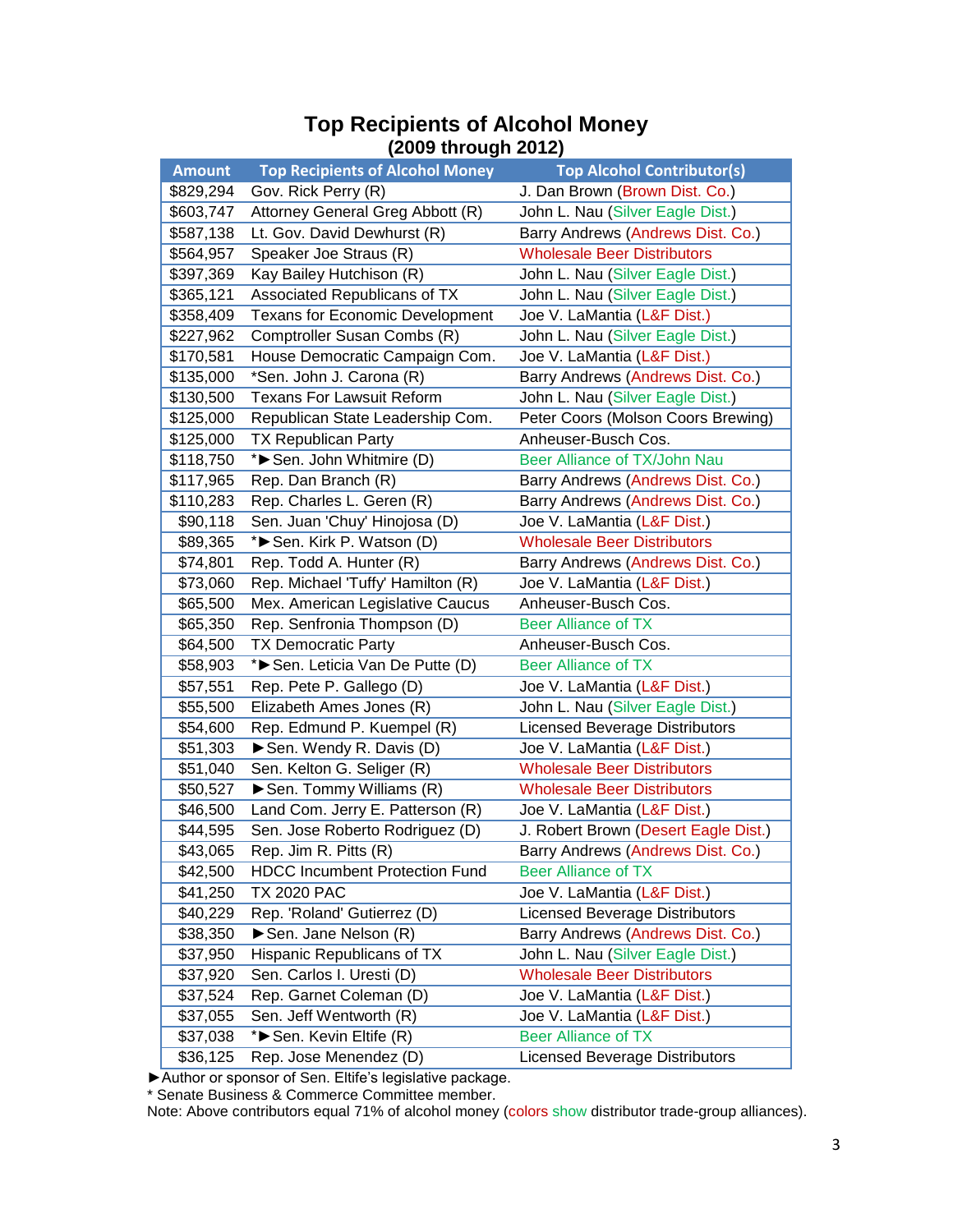# Top Recipients of Alcohol Money

### (2009 through 2012)

| Amount | Top Recipients of Alcohol Money | Top Alcohol Contributor(s) |
|---|---|---|
| $829,294 | Gov. Rick Perry (R) | J. Dan Brown (Brown Dist. Co.) |
| $603,747 | Attorney General Greg Abbott (R) | John L. Nau (Silver Eagle Dist.) |
| $587,138 | Lt. Gov. David Dewhurst (R) | Barry Andrews (Andrews Dist. Co.) |
| $564,957 | Speaker Joe Straus (R) | Wholesale Beer Distributors |
| $397,369 | Kay Bailey Hutchison (R) | John L. Nau (Silver Eagle Dist.) |
| $365,121 | Associated Republicans of TX | John L. Nau (Silver Eagle Dist.) |
| $358,409 | Texans for Economic Development | Joe V. LaMantia (L&F Dist.) |
| $227,962 | Comptroller Susan Combs (R) | John L. Nau (Silver Eagle Dist.) |
| $170,581 | House Democratic Campaign Com. | Joe V. LaMantia (L&F Dist.) |
| $135,000 | *Sen. John J. Carona (R) | Barry Andrews (Andrews Dist. Co.) |
| $130,500 | Texans For Lawsuit Reform | John L. Nau (Silver Eagle Dist.) |
| $125,000 | Republican State Leadership Com. | Peter Coors (Molson Coors Brewing) |
| $125,000 | TX Republican Party | Anheuser-Busch Cos. |
| $118,750 | *►Sen. John Whitmire (D) | Beer Alliance of TX/John Nau |
| $117,965 | Rep. Dan Branch (R) | Barry Andrews (Andrews Dist. Co.) |
| $110,283 | Rep. Charles L. Geren (R) | Barry Andrews (Andrews Dist. Co.) |
| $90,118 | Sen. Juan 'Chuy' Hinojosa (D) | Joe V. LaMantia (L&F Dist.) |
| $89,365 | *►Sen. Kirk P. Watson (D) | Wholesale Beer Distributors |
| $74,801 | Rep. Todd A. Hunter (R) | Barry Andrews (Andrews Dist. Co.) |
| $73,060 | Rep. Michael 'Tuffy' Hamilton (R) | Joe V. LaMantia (L&F Dist.) |
| $65,500 | Mex. American Legislative Caucus | Anheuser-Busch Cos. |
| $65,350 | Rep. Senfronia Thompson (D) | Beer Alliance of TX |
| $64,500 | TX Democratic Party | Anheuser-Busch Cos. |
| $58,903 | *►Sen. Leticia Van De Putte (D) | Beer Alliance of TX |
| $57,551 | Rep. Pete P. Gallego (D) | Joe V. LaMantia (L&F Dist.) |
| $55,500 | Elizabeth Ames Jones (R) | John L. Nau (Silver Eagle Dist.) |
| $54,600 | Rep. Edmund P. Kuempel (R) | Licensed Beverage Distributors |
| $51,303 | ►Sen. Wendy R. Davis (D) | Joe V. LaMantia (L&F Dist.) |
| $51,040 | Sen. Kelton G. Seliger (R) | Wholesale Beer Distributors |
| $50,527 | ►Sen. Tommy Williams (R) | Wholesale Beer Distributors |
| $46,500 | Land Com. Jerry E. Patterson (R) | Joe V. LaMantia (L&F Dist.) |
| $44,595 | Sen. Jose Roberto Rodriguez (D) | J. Robert Brown (Desert Eagle Dist.) |
| $43,065 | Rep. Jim R. Pitts (R) | Barry Andrews (Andrews Dist. Co.) |
| $42,500 | HDCC Incumbent Protection Fund | Beer Alliance of TX |
| $41,250 | TX 2020 PAC | Joe V. LaMantia (L&F Dist.) |
| $40,229 | Rep. 'Roland' Gutierrez (D) | Licensed Beverage Distributors |
| $38,350 | ►Sen. Jane Nelson (R) | Barry Andrews (Andrews Dist. Co.) |
| $37,950 | Hispanic Republicans of TX | John L. Nau (Silver Eagle Dist.) |
| $37,920 | Sen. Carlos I. Uresti (D) | Wholesale Beer Distributors |
| $37,524 | Rep. Garnet Coleman (D) | Joe V. LaMantia (L&F Dist.) |
| $37,055 | Sen. Jeff Wentworth (R) | Joe V. LaMantia (L&F Dist.) |
| $37,038 | *►Sen. Kevin Eltife (R) | Beer Alliance of TX |
| $36,125 | Rep. Jose Menendez (D) | Licensed Beverage Distributors |

►Author or sponsor of Sen. Eltife's legislative package.
* Senate Business & Commerce Committee member.
Note: Above contributors equal 71% of alcohol money (colors show distributor trade-group alliances).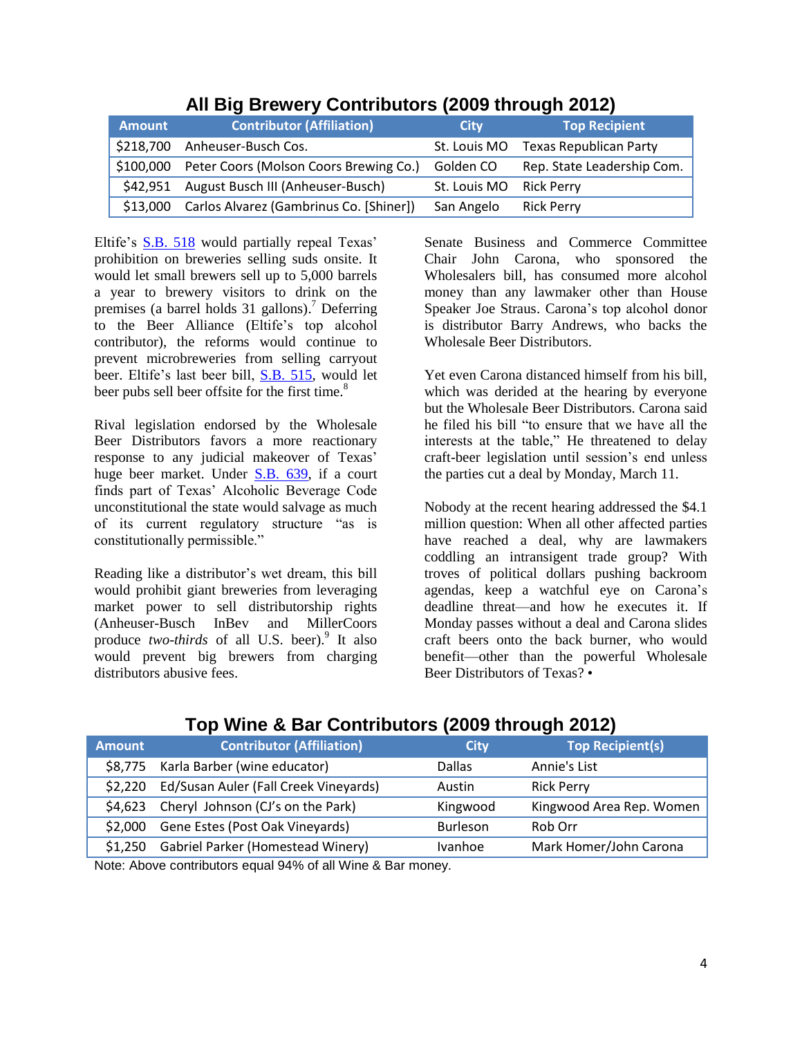## All Big Brewery Contributors (2009 through 2012)

| Amount | Contributor (Affiliation) | City | Top Recipient |
|---|---|---|---|
| $218,700 | Anheuser-Busch Cos. | St. Louis MO | Texas Republican Party |
| $100,000 | Peter Coors (Molson Coors Brewing Co.) | Golden CO | Rep. State Leadership Com. |
| $42,951 | August Busch III (Anheuser-Busch) | St. Louis MO | Rick Perry |
| $13,000 | Carlos Alvarez (Gambrinus Co. [Shiner]) | San Angelo | Rick Perry |

Eltife's S.B. 518 would partially repeal Texas' prohibition on breweries selling suds onsite. It would let small brewers sell up to 5,000 barrels a year to brewery visitors to drink on the premises (a barrel holds 31 gallons).[7] Deferring to the Beer Alliance (Eltife's top alcohol contributor), the reforms would continue to prevent microbreweries from selling carryout beer. Eltife's last beer bill, S.B. 515, would let beer pubs sell beer offsite for the first time.[8]

Rival legislation endorsed by the Wholesale Beer Distributors favors a more reactionary response to any judicial makeover of Texas' huge beer market. Under S.B. 639, if a court finds part of Texas' Alcoholic Beverage Code unconstitutional the state would salvage as much of its current regulatory structure "as is constitutionally permissible."

Reading like a distributor's wet dream, this bill would prohibit giant breweries from leveraging market power to sell distributorship rights (Anheuser-Busch InBev and MillerCoors produce *two-thirds* of all U.S. beer).[9] It also would prevent big brewers from charging distributors abusive fees.

Senate Business and Commerce Committee Chair John Carona, who sponsored the Wholesalers bill, has consumed more alcohol money than any lawmaker other than House Speaker Joe Straus. Carona's top alcohol donor is distributor Barry Andrews, who backs the Wholesale Beer Distributors.

Yet even Carona distanced himself from his bill, which was derided at the hearing by everyone but the Wholesale Beer Distributors. Carona said he filed his bill "to ensure that we have all the interests at the table," He threatened to delay craft-beer legislation until session's end unless the parties cut a deal by Monday, March 11.

Nobody at the recent hearing addressed the $4.1 million question: When all other affected parties have reached a deal, why are lawmakers coddling an intransigent trade group? With troves of political dollars pushing backroom agendas, keep a watchful eye on Carona's deadline threat—and how he executes it. If Monday passes without a deal and Carona slides craft beers onto the back burner, who would benefit—other than the powerful Wholesale Beer Distributors of Texas? •

## Top Wine & Bar Contributors (2009 through 2012)

| Amount | Contributor (Affiliation) | City | Top Recipient(s) |
|---|---|---|---|
| $8,775 | Karla Barber (wine educator) | Dallas | Annie's List |
| $2,220 | Ed/Susan Auler (Fall Creek Vineyards) | Austin | Rick Perry |
| $4,623 | Cheryl Johnson (CJ's on the Park) | Kingwood | Kingwood Area Rep. Women |
| $2,000 | Gene Estes (Post Oak Vineyards) | Burleson | Rob Orr |
| $1,250 | Gabriel Parker (Homestead Winery) | Ivanhoe | Mark Homer/John Carona |

Note: Above contributors equal 94% of all Wine & Bar money.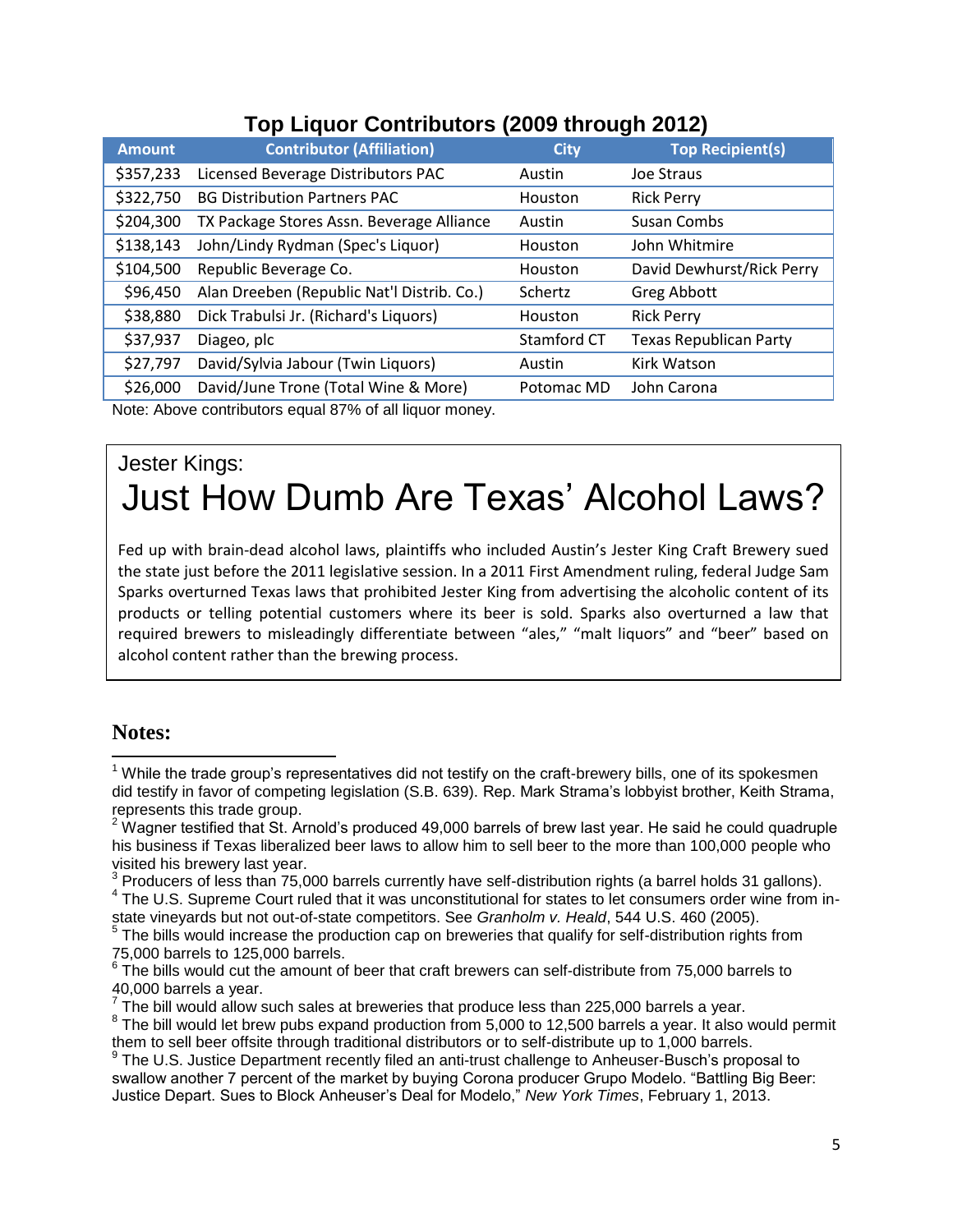## Top Liquor Contributors (2009 through 2012)

| Amount | Contributor (Affiliation) | City | Top Recipient(s) |
|---|---|---|---|
| $357,233 | Licensed Beverage Distributors PAC | Austin | Joe Straus |
| $322,750 | BG Distribution Partners PAC | Houston | Rick Perry |
| $204,300 | TX Package Stores Assn. Beverage Alliance | Austin | Susan Combs |
| $138,143 | John/Lindy Rydman (Spec's Liquor) | Houston | John Whitmire |
| $104,500 | Republic Beverage Co. | Houston | David Dewhurst/Rick Perry |
| $96,450 | Alan Dreeben (Republic Nat'l Distrib. Co.) | Schertz | Greg Abbott |
| $38,880 | Dick Trabulsi Jr. (Richard's Liquors) | Houston | Rick Perry |
| $37,937 | Diageo, plc | Stamford CT | Texas Republican Party |
| $27,797 | David/Sylvia Jabour (Twin Liquors) | Austin | Kirk Watson |
| $26,000 | David/June Trone (Total Wine & More) | Potomac MD | John Carona |

Note: Above contributors equal 87% of all liquor money.

Jester Kings:

## Just How Dumb Are Texas' Alcohol Laws?

Fed up with brain-dead alcohol laws, plaintiffs who included Austin's Jester King Craft Brewery sued the state just before the 2011 legislative session. In a 2011 First Amendment ruling, federal Judge Sam Sparks overturned Texas laws that prohibited Jester King from advertising the alcoholic content of its products or telling potential customers where its beer is sold. Sparks also overturned a law that required brewers to misleadingly differentiate between "ales," "malt liquors" and "beer" based on alcohol content rather than the brewing process.

## Notes:

[1] While the trade group's representatives did not testify on the craft-brewery bills, one of its spokesmen did testify in favor of competing legislation (S.B. 639). Rep. Mark Strama's lobbyist brother, Keith Strama, represents this trade group.

[2] Wagner testified that St. Arnold's produced 49,000 barrels of brew last year. He said he could quadruple his business if Texas liberalized beer laws to allow him to sell beer to the more than 100,000 people who visited his brewery last year.

[3] Producers of less than 75,000 barrels currently have self-distribution rights (a barrel holds 31 gallons).

[4] The U.S. Supreme Court ruled that it was unconstitutional for states to let consumers order wine from in-state vineyards but not out-of-state competitors. See *Granholm v. Heald*, 544 U.S. 460 (2005).

[5] The bills would increase the production cap on breweries that qualify for self-distribution rights from 75,000 barrels to 125,000 barrels.

[6] The bills would cut the amount of beer that craft brewers can self-distribute from 75,000 barrels to 40,000 barrels a year.

[7] The bill would allow such sales at breweries that produce less than 225,000 barrels a year.

[8] The bill would let brew pubs expand production from 5,000 to 12,500 barrels a year. It also would permit them to sell beer offsite through traditional distributors or to self-distribute up to 1,000 barrels.

[9] The U.S. Justice Department recently filed an anti-trust challenge to Anheuser-Busch's proposal to swallow another 7 percent of the market by buying Corona producer Grupo Modelo. "Battling Big Beer: Justice Depart. Sues to Block Anheuser's Deal for Modelo," *New York Times*, February 1, 2013.